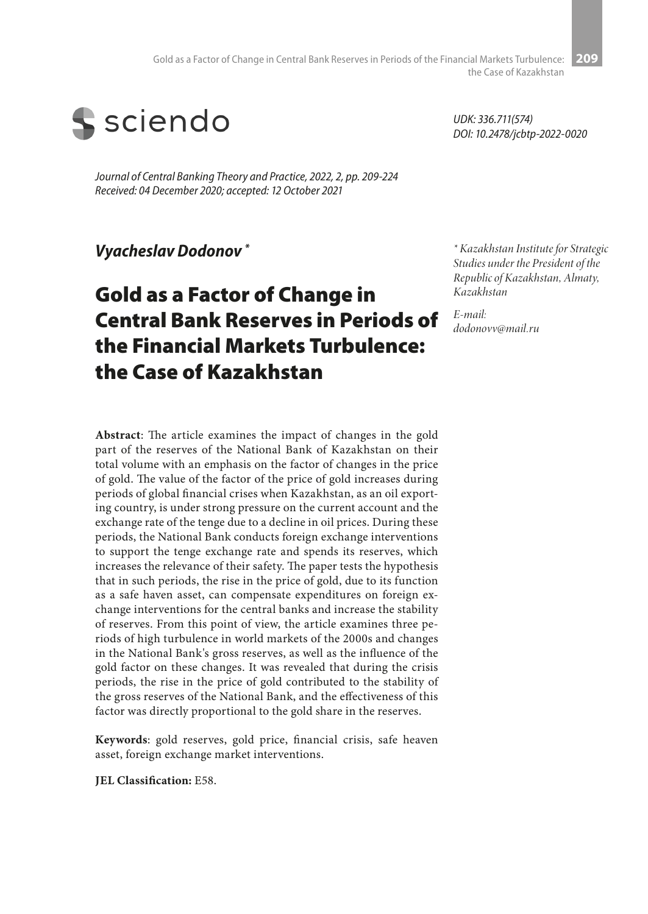sciendo

*UDK: 336.711(574)*
*DOI: 10.2478/jcbtp-2022-0020*

*Journal of Central Banking Theory and Practice, 2022, 2, pp. 209-224*
*Received: 04 December 2020; accepted: 12 October 2021*

***Vyacheslav Dodonov*** *

*\* Kazakhstan Institute for Strategic Studies under the President of the Republic of Kazakhstan, Almaty, Kazakhstan*

*E-mail:*
*dodonovv@mail.ru*

# Gold as a Factor of Change in Central Bank Reserves in Periods of the Financial Markets Turbulence: the Case of Kazakhstan

**Abstract**: The article examines the impact of changes in the gold part of the reserves of the National Bank of Kazakhstan on their total volume with an emphasis on the factor of changes in the price of gold. The value of the factor of the price of gold increases during periods of global financial crises when Kazakhstan, as an oil exporting country, is under strong pressure on the current account and the exchange rate of the tenge due to a decline in oil prices. During these periods, the National Bank conducts foreign exchange interventions to support the tenge exchange rate and spends its reserves, which increases the relevance of their safety. The paper tests the hypothesis that in such periods, the rise in the price of gold, due to its function as a safe haven asset, can compensate expenditures on foreign exchange interventions for the central banks and increase the stability of reserves. From this point of view, the article examines three periods of high turbulence in world markets of the 2000s and changes in the National Bank's gross reserves, as well as the influence of the gold factor on these changes. It was revealed that during the crisis periods, the rise in the price of gold contributed to the stability of the gross reserves of the National Bank, and the effectiveness of this factor was directly proportional to the gold share in the reserves.

**Keywords**: gold reserves, gold price, financial crisis, safe heaven asset, foreign exchange market interventions.

**JEL Classification:** E58.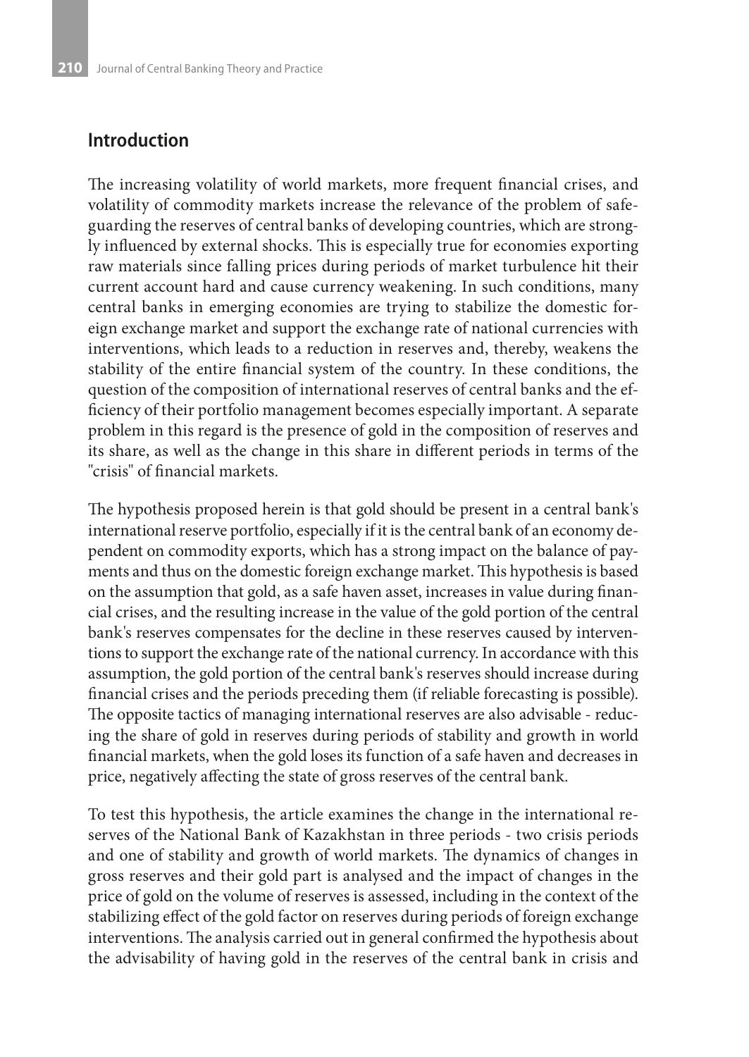## Introduction

The increasing volatility of world markets, more frequent financial crises, and volatility of commodity markets increase the relevance of the problem of safeguarding the reserves of central banks of developing countries, which are strongly influenced by external shocks. This is especially true for economies exporting raw materials since falling prices during periods of market turbulence hit their current account hard and cause currency weakening. In such conditions, many central banks in emerging economies are trying to stabilize the domestic foreign exchange market and support the exchange rate of national currencies with interventions, which leads to a reduction in reserves and, thereby, weakens the stability of the entire financial system of the country. In these conditions, the question of the composition of international reserves of central banks and the efficiency of their portfolio management becomes especially important. A separate problem in this regard is the presence of gold in the composition of reserves and its share, as well as the change in this share in different periods in terms of the "crisis" of financial markets.

The hypothesis proposed herein is that gold should be present in a central bank's international reserve portfolio, especially if it is the central bank of an economy dependent on commodity exports, which has a strong impact on the balance of payments and thus on the domestic foreign exchange market. This hypothesis is based on the assumption that gold, as a safe haven asset, increases in value during financial crises, and the resulting increase in the value of the gold portion of the central bank's reserves compensates for the decline in these reserves caused by interventions to support the exchange rate of the national currency. In accordance with this assumption, the gold portion of the central bank's reserves should increase during financial crises and the periods preceding them (if reliable forecasting is possible). The opposite tactics of managing international reserves are also advisable - reducing the share of gold in reserves during periods of stability and growth in world financial markets, when the gold loses its function of a safe haven and decreases in price, negatively affecting the state of gross reserves of the central bank.

To test this hypothesis, the article examines the change in the international reserves of the National Bank of Kazakhstan in three periods - two crisis periods and one of stability and growth of world markets. The dynamics of changes in gross reserves and their gold part is analysed and the impact of changes in the price of gold on the volume of reserves is assessed, including in the context of the stabilizing effect of the gold factor on reserves during periods of foreign exchange interventions. The analysis carried out in general confirmed the hypothesis about the advisability of having gold in the reserves of the central bank in crisis and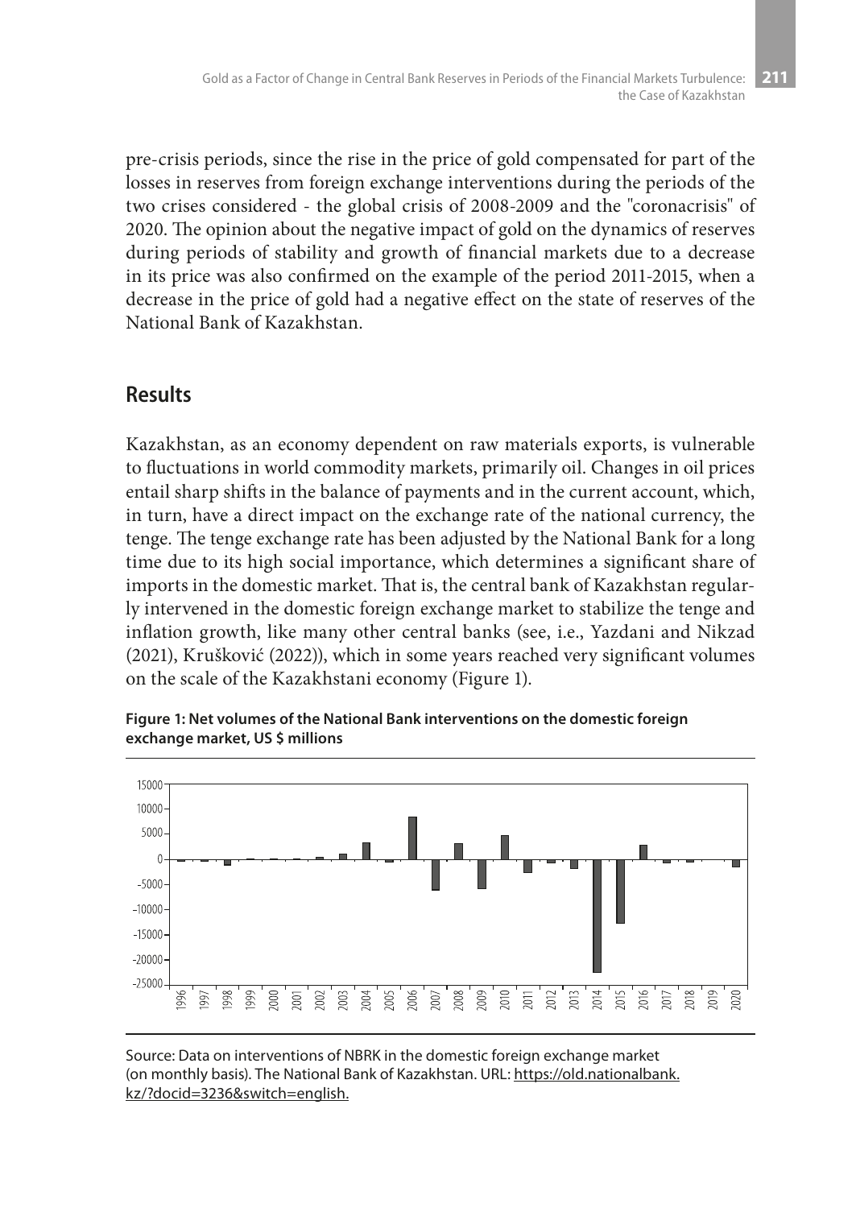pre-crisis periods, since the rise in the price of gold compensated for part of the losses in reserves from foreign exchange interventions during the periods of the two crises considered - the global crisis of 2008-2009 and the "coronacrisis" of 2020. The opinion about the negative impact of gold on the dynamics of reserves during periods of stability and growth of financial markets due to a decrease in its price was also confirmed on the example of the period 2011-2015, when a decrease in the price of gold had a negative effect on the state of reserves of the National Bank of Kazakhstan.

## Results

Kazakhstan, as an economy dependent on raw materials exports, is vulnerable to fluctuations in world commodity markets, primarily oil. Changes in oil prices entail sharp shifts in the balance of payments and in the current account, which, in turn, have a direct impact on the exchange rate of the national currency, the tenge. The tenge exchange rate has been adjusted by the National Bank for a long time due to its high social importance, which determines a significant share of imports in the domestic market. That is, the central bank of Kazakhstan regularly intervened in the domestic foreign exchange market to stabilize the tenge and inflation growth, like many other central banks (see, i.e., Yazdani and Nikzad (2021), Krušković (2022)), which in some years reached very significant volumes on the scale of the Kazakhstani economy (Figure 1).

**Figure 1: Net volumes of the National Bank interventions on the domestic foreign exchange market, US $ millions**

Source: Data on interventions of NBRK in the domestic foreign exchange market (on monthly basis). The National Bank of Kazakhstan. URL: https://old.nationalbank.kz/?docid=3236&switch=english.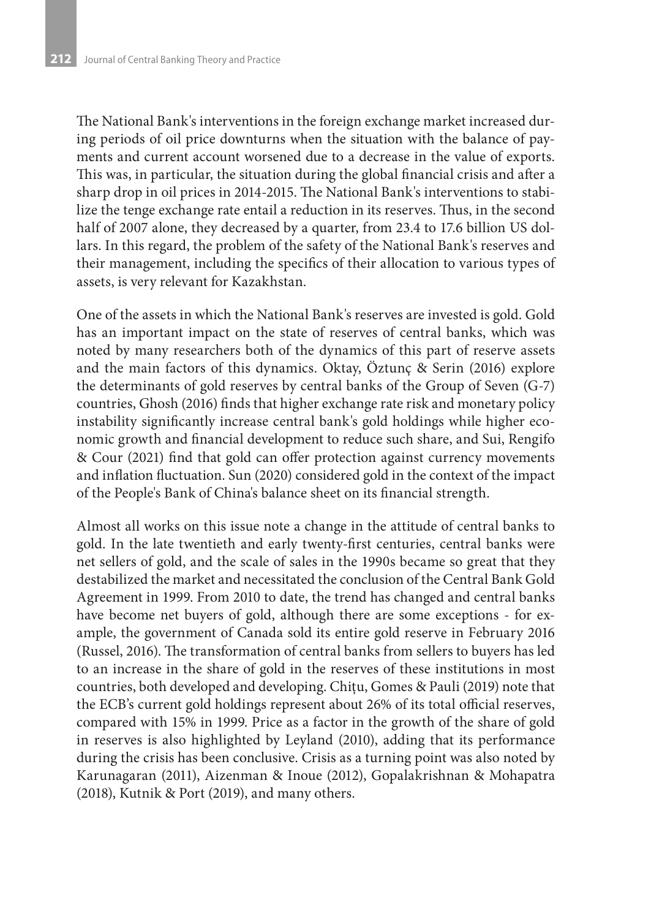The National Bank's interventions in the foreign exchange market increased during periods of oil price downturns when the situation with the balance of payments and current account worsened due to a decrease in the value of exports. This was, in particular, the situation during the global financial crisis and after a sharp drop in oil prices in 2014-2015. The National Bank's interventions to stabilize the tenge exchange rate entail a reduction in its reserves. Thus, in the second half of 2007 alone, they decreased by a quarter, from 23.4 to 17.6 billion US dollars. In this regard, the problem of the safety of the National Bank's reserves and their management, including the specifics of their allocation to various types of assets, is very relevant for Kazakhstan.

One of the assets in which the National Bank's reserves are invested is gold. Gold has an important impact on the state of reserves of central banks, which was noted by many researchers both of the dynamics of this part of reserve assets and the main factors of this dynamics. Oktay, Öztunç & Serin (2016) explore the determinants of gold reserves by central banks of the Group of Seven (G-7) countries, Ghosh (2016) finds that higher exchange rate risk and monetary policy instability significantly increase central bank's gold holdings while higher economic growth and financial development to reduce such share, and Sui, Rengifo & Cour (2021) find that gold can offer protection against currency movements and inflation fluctuation. Sun (2020) considered gold in the context of the impact of the People's Bank of China's balance sheet on its financial strength.

Almost all works on this issue note a change in the attitude of central banks to gold. In the late twentieth and early twenty-first centuries, central banks were net sellers of gold, and the scale of sales in the 1990s became so great that they destabilized the market and necessitated the conclusion of the Central Bank Gold Agreement in 1999. From 2010 to date, the trend has changed and central banks have become net buyers of gold, although there are some exceptions - for example, the government of Canada sold its entire gold reserve in February 2016 (Russel, 2016). The transformation of central banks from sellers to buyers has led to an increase in the share of gold in the reserves of these institutions in most countries, both developed and developing. Chițu, Gomes & Pauli (2019) note that the ECB's current gold holdings represent about 26% of its total official reserves, compared with 15% in 1999. Price as a factor in the growth of the share of gold in reserves is also highlighted by Leyland (2010), adding that its performance during the crisis has been conclusive. Crisis as a turning point was also noted by Karunagaran (2011), Aizenman & Inoue (2012), Gopalakrishnan & Mohapatra (2018), Kutnik & Port (2019), and many others.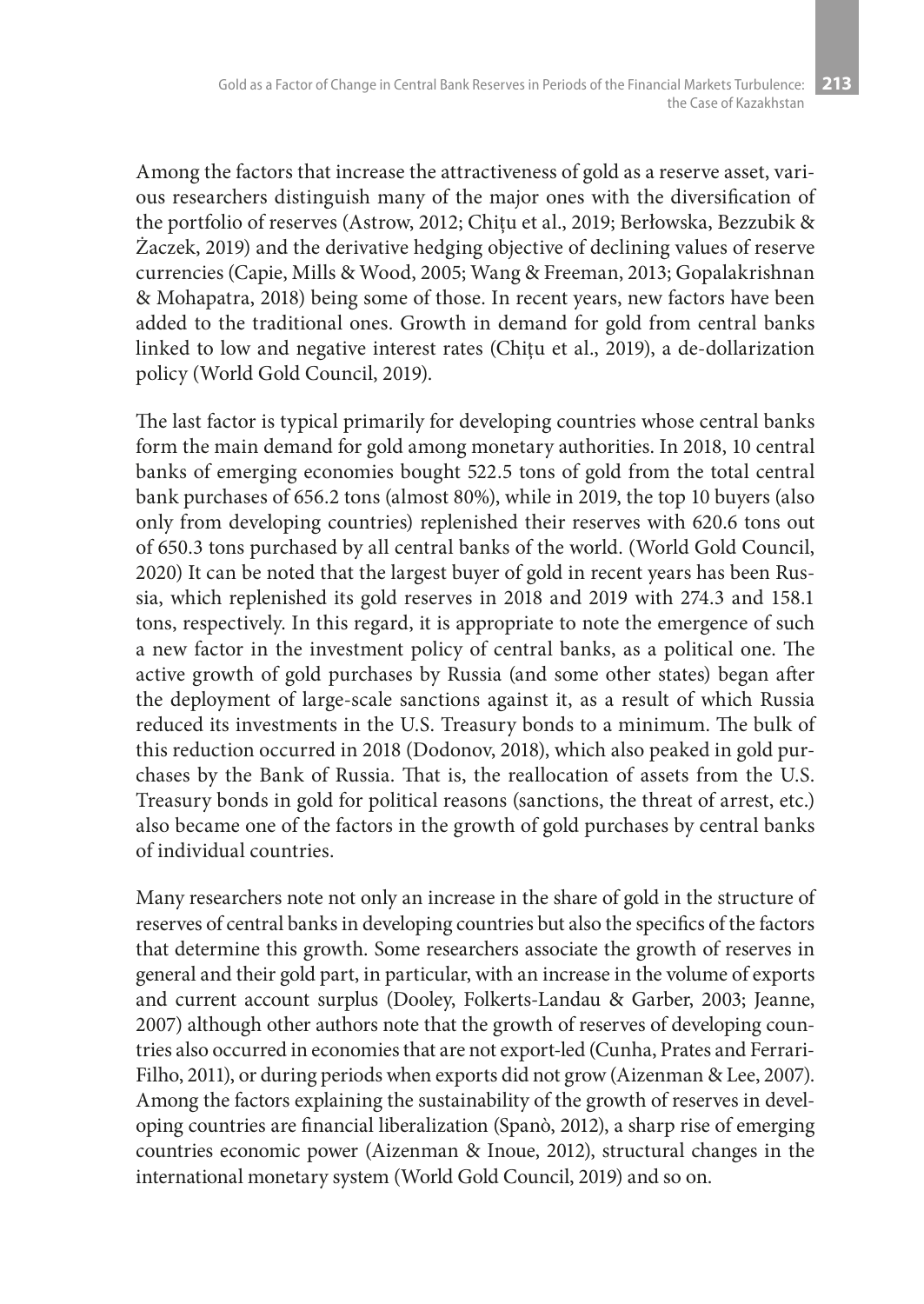Among the factors that increase the attractiveness of gold as a reserve asset, various researchers distinguish many of the major ones with the diversification of the portfolio of reserves (Astrow, 2012; Chițu et al., 2019; Berłowska, Bezzubik & Żaczek, 2019) and the derivative hedging objective of declining values of reserve currencies (Capie, Mills & Wood, 2005; Wang & Freeman, 2013; Gopalakrishnan & Mohapatra, 2018) being some of those. In recent years, new factors have been added to the traditional ones. Growth in demand for gold from central banks linked to low and negative interest rates (Chițu et al., 2019), a de-dollarization policy (World Gold Council, 2019).

The last factor is typical primarily for developing countries whose central banks form the main demand for gold among monetary authorities. In 2018, 10 central banks of emerging economies bought 522.5 tons of gold from the total central bank purchases of 656.2 tons (almost 80%), while in 2019, the top 10 buyers (also only from developing countries) replenished their reserves with 620.6 tons out of 650.3 tons purchased by all central banks of the world. (World Gold Council, 2020) It can be noted that the largest buyer of gold in recent years has been Russia, which replenished its gold reserves in 2018 and 2019 with 274.3 and 158.1 tons, respectively. In this regard, it is appropriate to note the emergence of such a new factor in the investment policy of central banks, as a political one. The active growth of gold purchases by Russia (and some other states) began after the deployment of large-scale sanctions against it, as a result of which Russia reduced its investments in the U.S. Treasury bonds to a minimum. The bulk of this reduction occurred in 2018 (Dodonov, 2018), which also peaked in gold purchases by the Bank of Russia. That is, the reallocation of assets from the U.S. Treasury bonds in gold for political reasons (sanctions, the threat of arrest, etc.) also became one of the factors in the growth of gold purchases by central banks of individual countries.

Many researchers note not only an increase in the share of gold in the structure of reserves of central banks in developing countries but also the specifics of the factors that determine this growth. Some researchers associate the growth of reserves in general and their gold part, in particular, with an increase in the volume of exports and current account surplus (Dooley, Folkerts-Landau & Garber, 2003; Jeanne, 2007) although other authors note that the growth of reserves of developing countries also occurred in economies that are not export-led (Cunha, Prates and Ferrari-Filho, 2011), or during periods when exports did not grow (Aizenman & Lee, 2007). Among the factors explaining the sustainability of the growth of reserves in developing countries are financial liberalization (Spanò, 2012), a sharp rise of emerging countries economic power (Aizenman & Inoue, 2012), structural changes in the international monetary system (World Gold Council, 2019) and so on.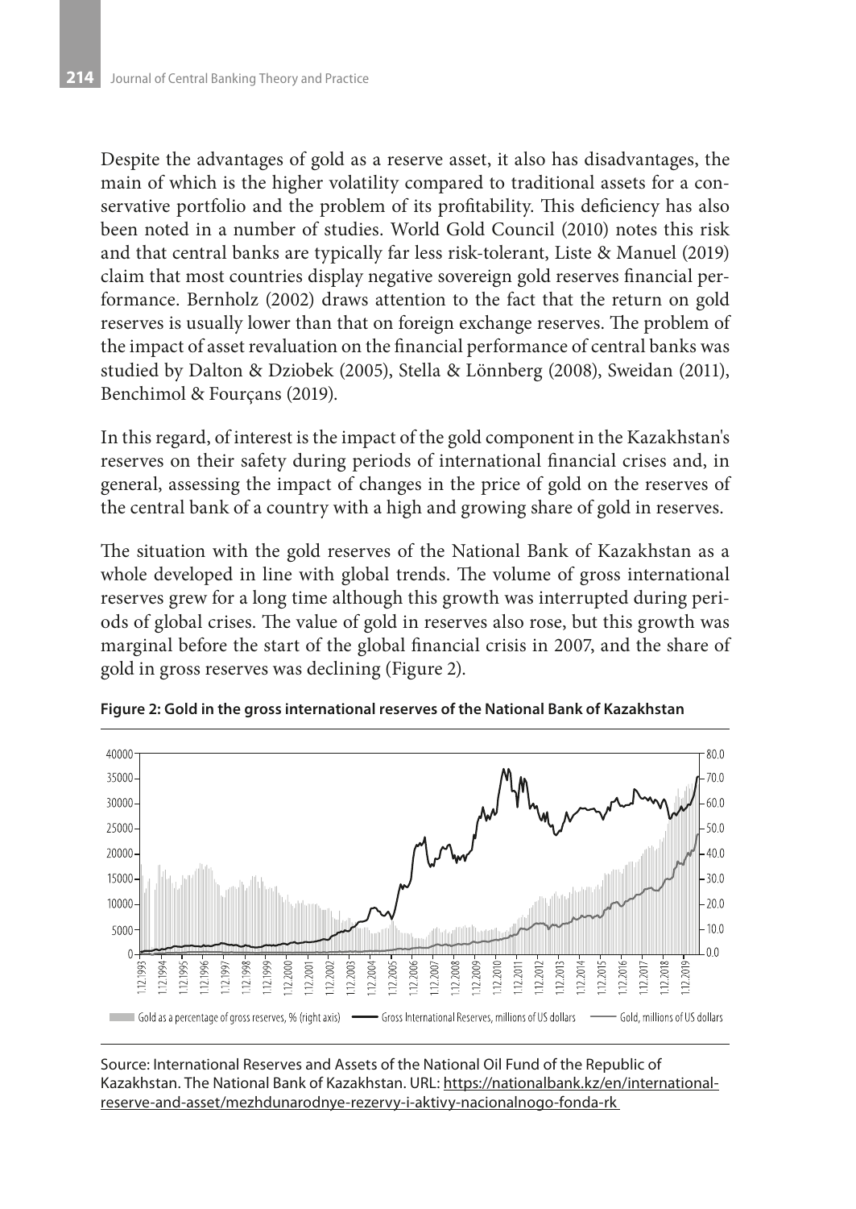Despite the advantages of gold as a reserve asset, it also has disadvantages, the main of which is the higher volatility compared to traditional assets for a conservative portfolio and the problem of its profitability. This deficiency has also been noted in a number of studies. World Gold Council (2010) notes this risk and that central banks are typically far less risk-tolerant, Liste & Manuel (2019) claim that most countries display negative sovereign gold reserves financial performance. Bernholz (2002) draws attention to the fact that the return on gold reserves is usually lower than that on foreign exchange reserves. The problem of the impact of asset revaluation on the financial performance of central banks was studied by Dalton & Dziobek (2005), Stella & Lönnberg (2008), Sweidan (2011), Benchimol & Fourçans (2019).

In this regard, of interest is the impact of the gold component in the Kazakhstan's reserves on their safety during periods of international financial crises and, in general, assessing the impact of changes in the price of gold on the reserves of the central bank of a country with a high and growing share of gold in reserves.

The situation with the gold reserves of the National Bank of Kazakhstan as a whole developed in line with global trends. The volume of gross international reserves grew for a long time although this growth was interrupted during periods of global crises. The value of gold in reserves also rose, but this growth was marginal before the start of the global financial crisis in 2007, and the share of gold in gross reserves was declining (Figure 2).

**Figure 2: Gold in the gross international reserves of the National Bank of Kazakhstan**

Source: International Reserves and Assets of the National Oil Fund of the Republic of Kazakhstan. The National Bank of Kazakhstan. URL: https://nationalbank.kz/en/international-reserve-and-asset/mezhdunarodnye-rezervy-i-aktivy-nacionalnogo-fonda-rk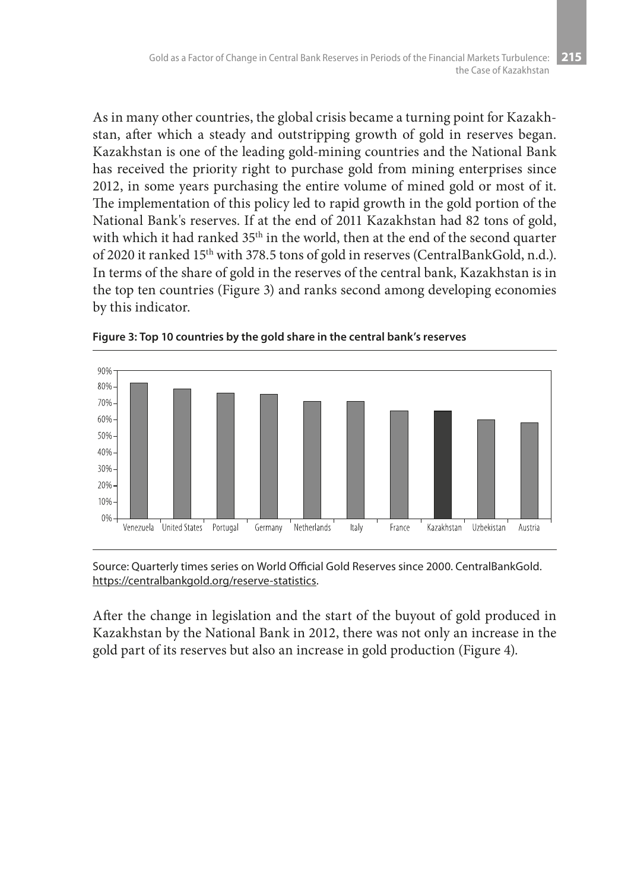As in many other countries, the global crisis became a turning point for Kazakhstan, after which a steady and outstripping growth of gold in reserves began. Kazakhstan is one of the leading gold-mining countries and the National Bank has received the priority right to purchase gold from mining enterprises since 2012, in some years purchasing the entire volume of mined gold or most of it. The implementation of this policy led to rapid growth in the gold portion of the National Bank's reserves. If at the end of 2011 Kazakhstan had 82 tons of gold, with which it had ranked 35th in the world, then at the end of the second quarter of 2020 it ranked 15th with 378.5 tons of gold in reserves (CentralBankGold, n.d.). In terms of the share of gold in the reserves of the central bank, Kazakhstan is in the top ten countries (Figure 3) and ranks second among developing economies by this indicator.

**Figure 3: Top 10 countries by the gold share in the central bank's reserves**

Source: Quarterly times series on World Official Gold Reserves since 2000. CentralBankGold. https://centralbankgold.org/reserve-statistics.

After the change in legislation and the start of the buyout of gold produced in Kazakhstan by the National Bank in 2012, there was not only an increase in the gold part of its reserves but also an increase in gold production (Figure 4).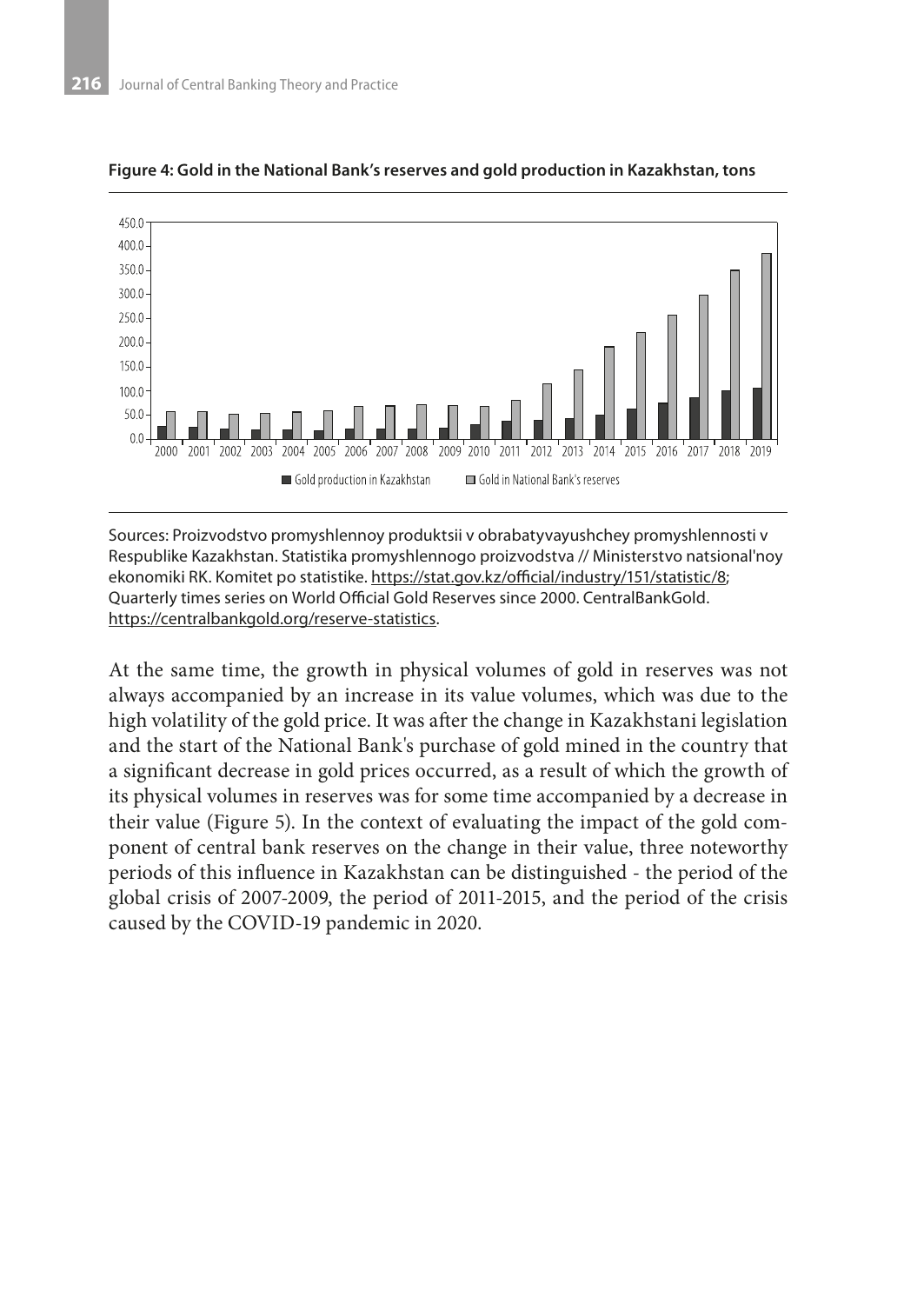**Figure 4: Gold in the National Bank's reserves and gold production in Kazakhstan, tons**

Sources: Proizvodstvo promyshlennoy produktsii v obrabatyvayushchey promyshlennosti v Respublike Kazakhstan. Statistika promyshlennogo proizvodstva // Ministerstvo natsional'noy ekonomiki RK. Komitet po statistike. https://stat.gov.kz/official/industry/151/statistic/8; Quarterly times series on World Official Gold Reserves since 2000. CentralBankGold. https://centralbankgold.org/reserve-statistics.

At the same time, the growth in physical volumes of gold in reserves was not always accompanied by an increase in its value volumes, which was due to the high volatility of the gold price. It was after the change in Kazakhstani legislation and the start of the National Bank's purchase of gold mined in the country that a significant decrease in gold prices occurred, as a result of which the growth of its physical volumes in reserves was for some time accompanied by a decrease in their value (Figure 5). In the context of evaluating the impact of the gold component of central bank reserves on the change in their value, three noteworthy periods of this influence in Kazakhstan can be distinguished - the period of the global crisis of 2007-2009, the period of 2011-2015, and the period of the crisis caused by the COVID-19 pandemic in 2020.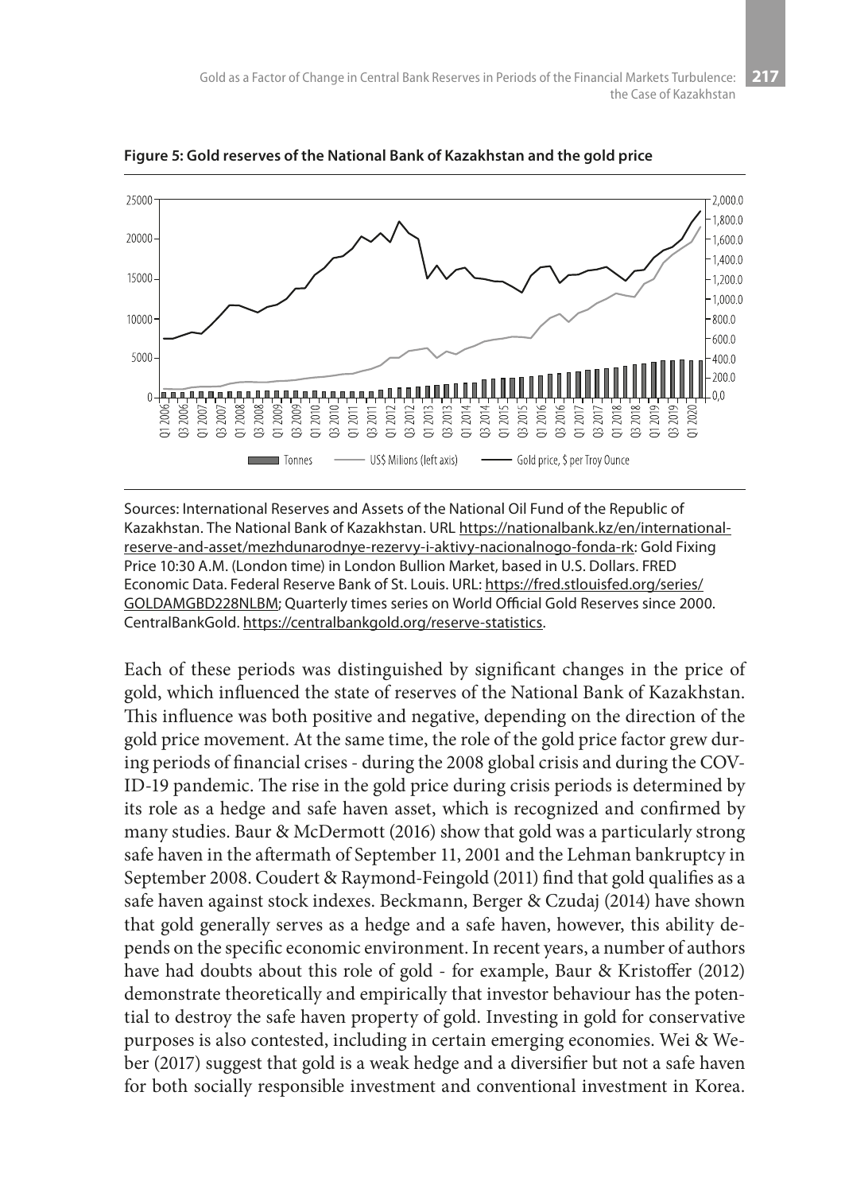**Figure 5: Gold reserves of the National Bank of Kazakhstan and the gold price**

Sources: International Reserves and Assets of the National Oil Fund of the Republic of Kazakhstan. The National Bank of Kazakhstan. URL https://nationalbank.kz/en/international-reserve-and-asset/mezhdunarodnye-rezervy-i-aktivy-nacionalnogo-fonda-rk; Gold Fixing Price 10:30 A.M. (London time) in London Bullion Market, based in U.S. Dollars. FRED Economic Data. Federal Reserve Bank of St. Louis. URL: https://fred.stlouisfed.org/series/GOLDAMGBD228NLBM; Quarterly times series on World Official Gold Reserves since 2000. CentralBankGold. https://centralbankgold.org/reserve-statistics.

Each of these periods was distinguished by significant changes in the price of gold, which influenced the state of reserves of the National Bank of Kazakhstan. This influence was both positive and negative, depending on the direction of the gold price movement. At the same time, the role of the gold price factor grew during periods of financial crises - during the 2008 global crisis and during the COVID-19 pandemic. The rise in the gold price during crisis periods is determined by its role as a hedge and safe haven asset, which is recognized and confirmed by many studies. Baur & McDermott (2016) show that gold was a particularly strong safe haven in the aftermath of September 11, 2001 and the Lehman bankruptcy in September 2008. Coudert & Raymond-Feingold (2011) find that gold qualifies as a safe haven against stock indexes. Beckmann, Berger & Czudaj (2014) have shown that gold generally serves as a hedge and a safe haven, however, this ability depends on the specific economic environment. In recent years, a number of authors have had doubts about this role of gold - for example, Baur & Kristoffer (2012) demonstrate theoretically and empirically that investor behaviour has the potential to destroy the safe haven property of gold. Investing in gold for conservative purposes is also contested, including in certain emerging economies. Wei & Weber (2017) suggest that gold is a weak hedge and a diversifier but not a safe haven for both socially responsible investment and conventional investment in Korea.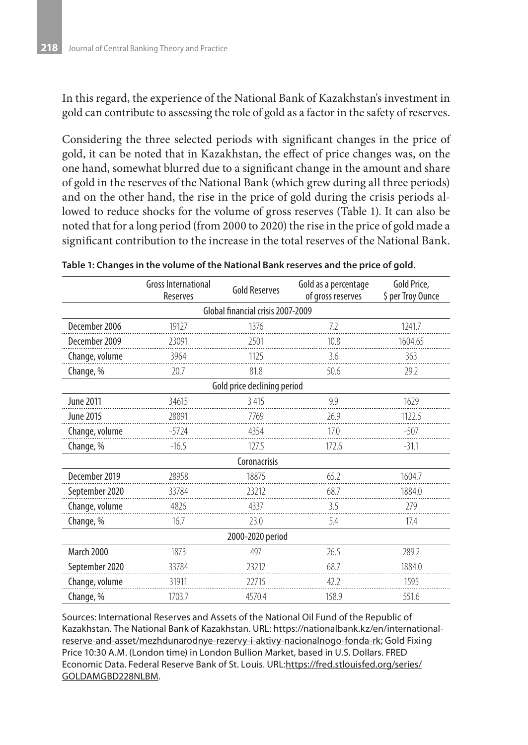In this regard, the experience of the National Bank of Kazakhstan's investment in gold can contribute to assessing the role of gold as a factor in the safety of reserves.

Considering the three selected periods with significant changes in the price of gold, it can be noted that in Kazakhstan, the effect of price changes was, on the one hand, somewhat blurred due to a significant change in the amount and share of gold in the reserves of the National Bank (which grew during all three periods) and on the other hand, the rise in the price of gold during the crisis periods allowed to reduce shocks for the volume of gross reserves (Table 1). It can also be noted that for a long period (from 2000 to 2020) the rise in the price of gold made a significant contribution to the increase in the total reserves of the National Bank.

**Table 1: Changes in the volume of the National Bank reserves and the price of gold.**

| | Gross International Reserves | Gold Reserves | Gold as a percentage of gross reserves | Gold Price, $ per Troy Ounce |
|---|---|---|---|---|
| | | Global financial crisis 2007-2009 | | |
| December 2006 | 19127 | 1376 | 7.2 | 1241.7 |
| December 2009 | 23091 | 2501 | 10.8 | 1604.65 |
| Change, volume | 3964 | 1125 | 3.6 | 363 |
| Change, % | 20.7 | 81.8 | 50.6 | 29.2 |
| | | Gold price declining period | | |
| June 2011 | 34615 | 3 415 | 9.9 | 1629 |
| June 2015 | 28891 | 7769 | 26.9 | 1122.5 |
| Change, volume | -5724 | 4354 | 17.0 | -507 |
| Change, % | -16.5 | 127.5 | 172.6 | -31.1 |
| | | Coronacrisis | | |
| December 2019 | 28958 | 18875 | 65.2 | 1604.7 |
| September 2020 | 33784 | 23212 | 68.7 | 1884.0 |
| Change, volume | 4826 | 4337 | 3.5 | 279 |
| Change, % | 16.7 | 23.0 | 5.4 | 17.4 |
| | | 2000-2020 period | | |
| March 2000 | 1873 | 497 | 26.5 | 289.2 |
| September 2020 | 33784 | 23212 | 68.7 | 1884.0 |
| Change, volume | 31911 | 22715 | 42.2 | 1595 |
| Change, % | 1703.7 | 4570.4 | 158.9 | 551.6 |

Sources: International Reserves and Assets of the National Oil Fund of the Republic of Kazakhstan. The National Bank of Kazakhstan. URL: https://nationalbank.kz/en/international-reserve-and-asset/mezhdunarodnye-rezervy-i-aktivy-nacionalnogo-fonda-rk; Gold Fixing Price 10:30 A.M. (London time) in London Bullion Market, based in U.S. Dollars. FRED Economic Data. Federal Reserve Bank of St. Louis. URL:https://fred.stlouisfed.org/series/GOLDAMGBD228NLBM.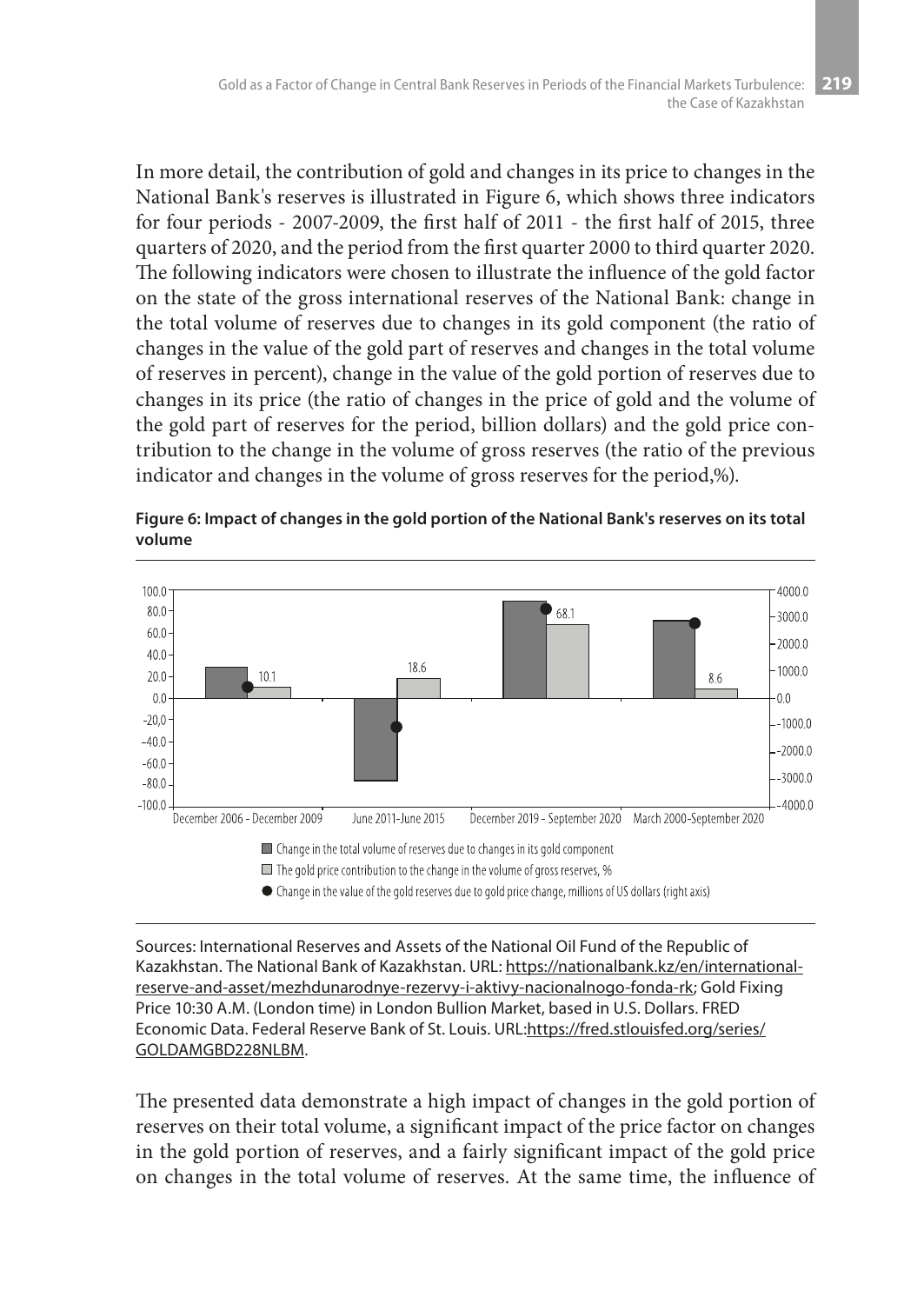In more detail, the contribution of gold and changes in its price to changes in the National Bank's reserves is illustrated in Figure 6, which shows three indicators for four periods - 2007-2009, the first half of 2011 - the first half of 2015, three quarters of 2020, and the period from the first quarter 2000 to third quarter 2020. The following indicators were chosen to illustrate the influence of the gold factor on the state of the gross international reserves of the National Bank: change in the total volume of reserves due to changes in its gold component (the ratio of changes in the value of the gold part of reserves and changes in the total volume of reserves in percent), change in the value of the gold portion of reserves due to changes in its price (the ratio of changes in the price of gold and the volume of the gold part of reserves for the period, billion dollars) and the gold price contribution to the change in the volume of gross reserves (the ratio of the previous indicator and changes in the volume of gross reserves for the period,%).

**Figure 6: Impact of changes in the gold portion of the National Bank's reserves on its total volume**

Sources: International Reserves and Assets of the National Oil Fund of the Republic of Kazakhstan. The National Bank of Kazakhstan. URL: https://nationalbank.kz/en/international-reserve-and-asset/mezhdunarodnye-rezervy-i-aktivy-nacionalnogo-fonda-rk; Gold Fixing Price 10:30 A.M. (London time) in London Bullion Market, based in U.S. Dollars. FRED Economic Data. Federal Reserve Bank of St. Louis. URL:https://fred.stlouisfed.org/series/GOLDAMGBD228NLBM.

The presented data demonstrate a high impact of changes in the gold portion of reserves on their total volume, a significant impact of the price factor on changes in the gold portion of reserves, and a fairly significant impact of the gold price on changes in the total volume of reserves. At the same time, the influence of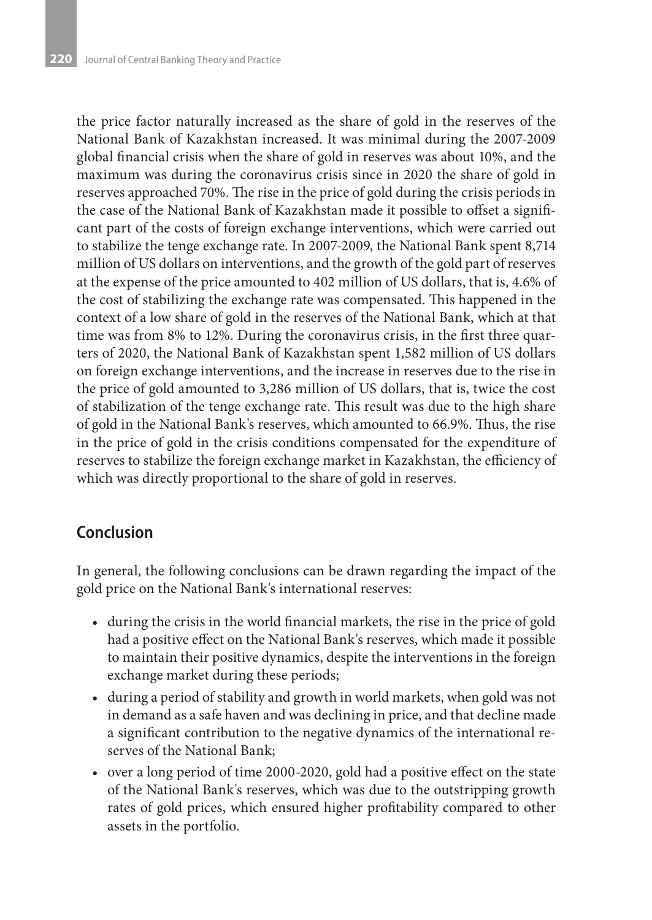the price factor naturally increased as the share of gold in the reserves of the National Bank of Kazakhstan increased. It was minimal during the 2007-2009 global financial crisis when the share of gold in reserves was about 10%, and the maximum was during the coronavirus crisis since in 2020 the share of gold in reserves approached 70%. The rise in the price of gold during the crisis periods in the case of the National Bank of Kazakhstan made it possible to offset a significant part of the costs of foreign exchange interventions, which were carried out to stabilize the tenge exchange rate. In 2007-2009, the National Bank spent 8,714 million of US dollars on interventions, and the growth of the gold part of reserves at the expense of the price amounted to 402 million of US dollars, that is, 4.6% of the cost of stabilizing the exchange rate was compensated. This happened in the context of a low share of gold in the reserves of the National Bank, which at that time was from 8% to 12%. During the coronavirus crisis, in the first three quarters of 2020, the National Bank of Kazakhstan spent 1,582 million of US dollars on foreign exchange interventions, and the increase in reserves due to the rise in the price of gold amounted to 3,286 million of US dollars, that is, twice the cost of stabilization of the tenge exchange rate. This result was due to the high share of gold in the National Bank's reserves, which amounted to 66.9%. Thus, the rise in the price of gold in the crisis conditions compensated for the expenditure of reserves to stabilize the foreign exchange market in Kazakhstan, the efficiency of which was directly proportional to the share of gold in reserves.

## Conclusion

In general, the following conclusions can be drawn regarding the impact of the gold price on the National Bank's international reserves:

- during the crisis in the world financial markets, the rise in the price of gold had a positive effect on the National Bank's reserves, which made it possible to maintain their positive dynamics, despite the interventions in the foreign exchange market during these periods;
- during a period of stability and growth in world markets, when gold was not in demand as a safe haven and was declining in price, and that decline made a significant contribution to the negative dynamics of the international reserves of the National Bank;
- over a long period of time 2000-2020, gold had a positive effect on the state of the National Bank's reserves, which was due to the outstripping growth rates of gold prices, which ensured higher profitability compared to other assets in the portfolio.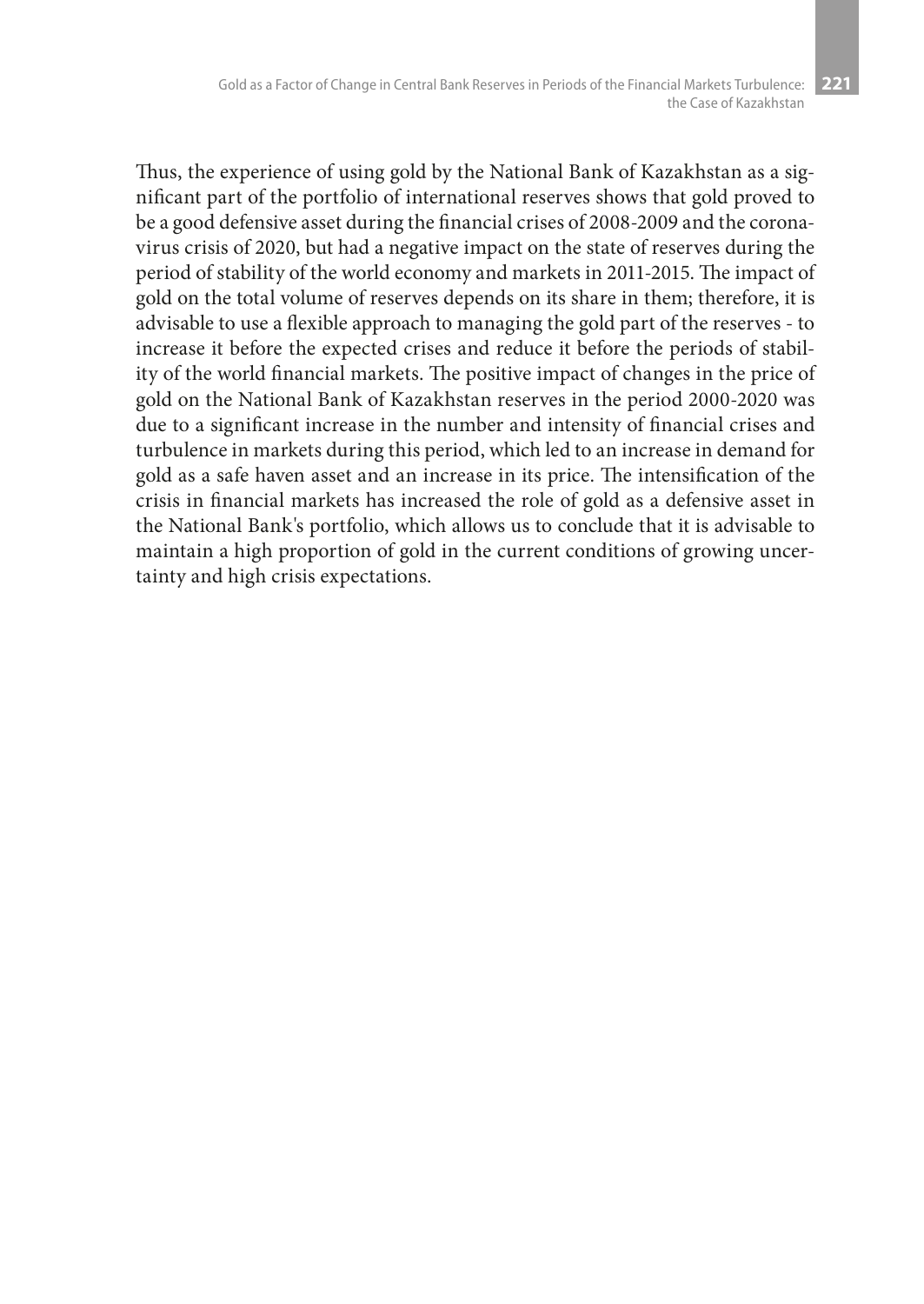Thus, the experience of using gold by the National Bank of Kazakhstan as a significant part of the portfolio of international reserves shows that gold proved to be a good defensive asset during the financial crises of 2008-2009 and the coronavirus crisis of 2020, but had a negative impact on the state of reserves during the period of stability of the world economy and markets in 2011-2015. The impact of gold on the total volume of reserves depends on its share in them; therefore, it is advisable to use a flexible approach to managing the gold part of the reserves - to increase it before the expected crises and reduce it before the periods of stability of the world financial markets. The positive impact of changes in the price of gold on the National Bank of Kazakhstan reserves in the period 2000-2020 was due to a significant increase in the number and intensity of financial crises and turbulence in markets during this period, which led to an increase in demand for gold as a safe haven asset and an increase in its price. The intensification of the crisis in financial markets has increased the role of gold as a defensive asset in the National Bank's portfolio, which allows us to conclude that it is advisable to maintain a high proportion of gold in the current conditions of growing uncertainty and high crisis expectations.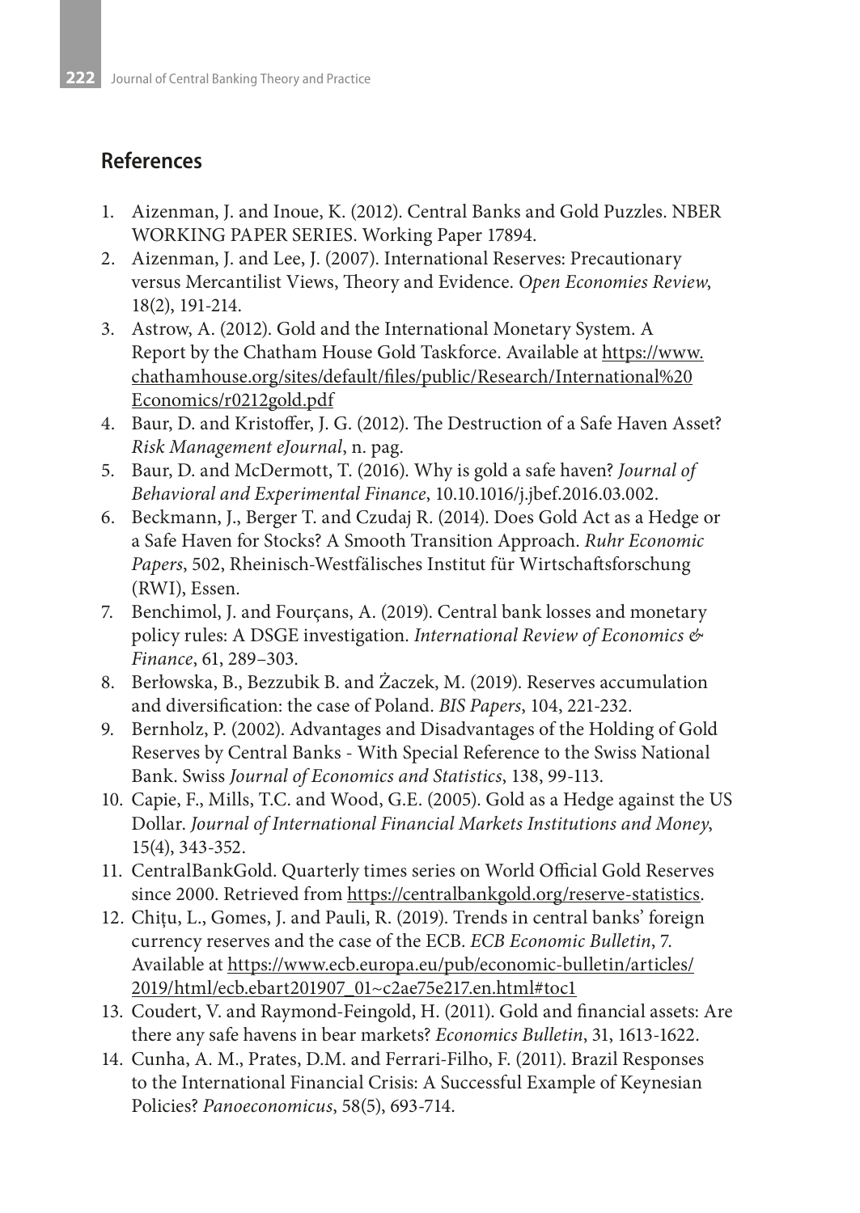## References

1. Aizenman, J. and Inoue, K. (2012). Central Banks and Gold Puzzles. NBER WORKING PAPER SERIES. Working Paper 17894.
2. Aizenman, J. and Lee, J. (2007). International Reserves: Precautionary versus Mercantilist Views, Theory and Evidence. *Open Economies Review*, 18(2), 191-214.
3. Astrow, A. (2012). Gold and the International Monetary System. A Report by the Chatham House Gold Taskforce. Available at https://www.chathamhouse.org/sites/default/files/public/Research/International%20Economics/r0212gold.pdf
4. Baur, D. and Kristoffer, J. G. (2012). The Destruction of a Safe Haven Asset? *Risk Management eJournal*, n. pag.
5. Baur, D. and McDermott, T. (2016). Why is gold a safe haven? *Journal of Behavioral and Experimental Finance*, 10.10.1016/j.jbef.2016.03.002.
6. Beckmann, J., Berger T. and Czudaj R. (2014). Does Gold Act as a Hedge or a Safe Haven for Stocks? A Smooth Transition Approach. *Ruhr Economic Papers*, 502, Rheinisch-Westfälisches Institut für Wirtschaftsforschung (RWI), Essen.
7. Benchimol, J. and Fourçans, A. (2019). Central bank losses and monetary policy rules: A DSGE investigation. *International Review of Economics & Finance*, 61, 289–303.
8. Berłowska, B., Bezzubik B. and Żaczek, M. (2019). Reserves accumulation and diversification: the case of Poland. *BIS Papers*, 104, 221-232.
9. Bernholz, P. (2002). Advantages and Disadvantages of the Holding of Gold Reserves by Central Banks - With Special Reference to the Swiss National Bank. Swiss *Journal of Economics and Statistics*, 138, 99-113.
10. Capie, F., Mills, T.C. and Wood, G.E. (2005). Gold as a Hedge against the US Dollar. *Journal of International Financial Markets Institutions and Money*, 15(4), 343-352.
11. CentralBankGold. Quarterly times series on World Official Gold Reserves since 2000. Retrieved from https://centralbankgold.org/reserve-statistics.
12. Chițu, L., Gomes, J. and Pauli, R. (2019). Trends in central banks' foreign currency reserves and the case of the ECB. *ECB Economic Bulletin*, 7. Available at https://www.ecb.europa.eu/pub/economic-bulletin/articles/2019/html/ecb.ebart201907_01~c2ae75e217.en.html#toc1
13. Coudert, V. and Raymond-Feingold, H. (2011). Gold and financial assets: Are there any safe havens in bear markets? *Economics Bulletin*, 31, 1613-1622.
14. Cunha, A. M., Prates, D.M. and Ferrari-Filho, F. (2011). Brazil Responses to the International Financial Crisis: A Successful Example of Keynesian Policies? *Panoeconomicus*, 58(5), 693-714.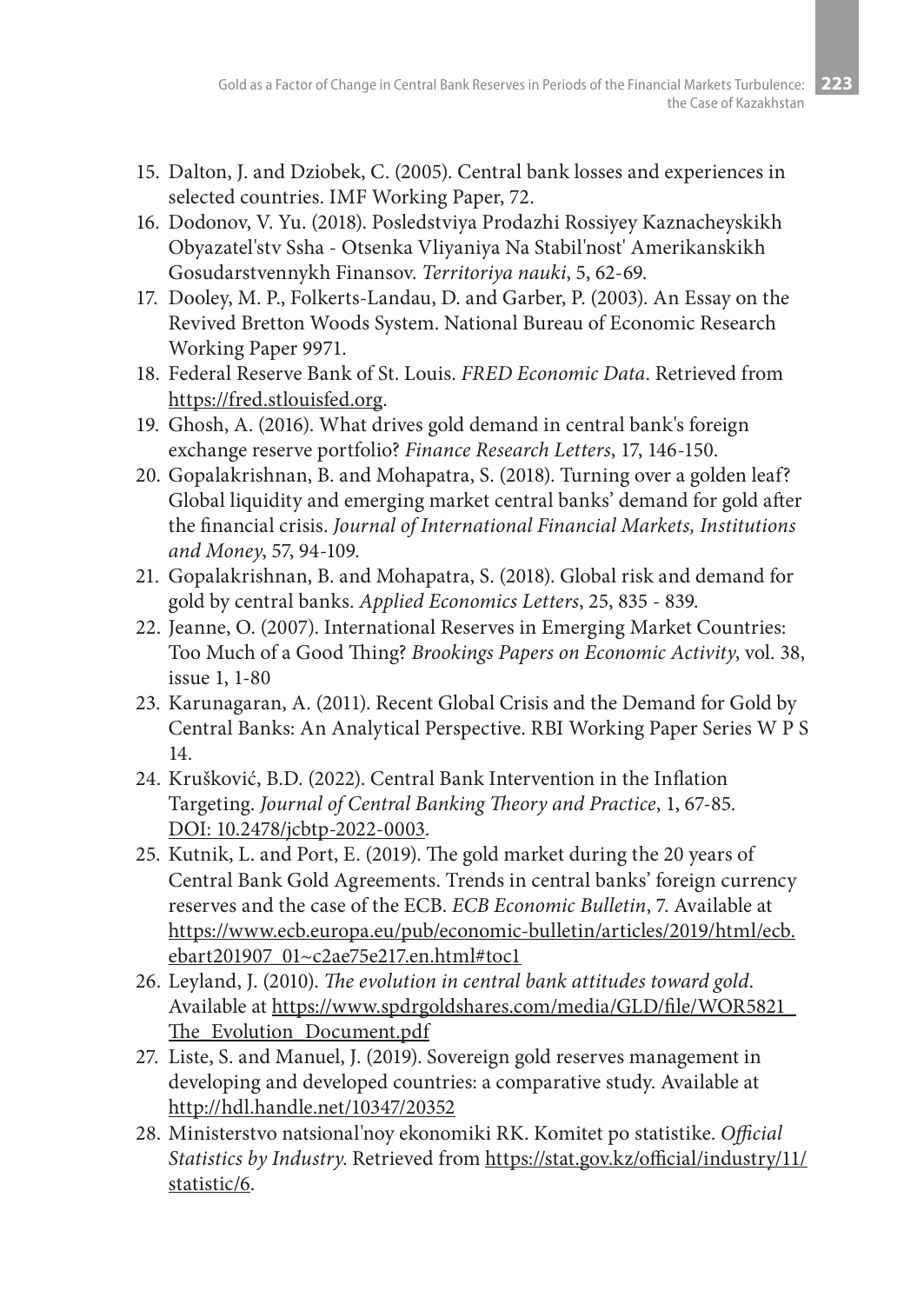15. Dalton, J. and Dziobek, C. (2005). Central bank losses and experiences in selected countries. IMF Working Paper, 72.
16. Dodonov, V. Yu. (2018). Posledstviya Prodazhi Rossiyey Kaznacheyskikh Obyazatel'stv Ssha - Otsenka Vliyaniya Na Stabil'nost' Amerikanskikh Gosudarstvennykh Finansov. *Territoriya nauki*, 5, 62-69.
17. Dooley, M. P., Folkerts-Landau, D. and Garber, P. (2003). An Essay on the Revived Bretton Woods System. National Bureau of Economic Research Working Paper 9971.
18. Federal Reserve Bank of St. Louis. *FRED Economic Data*. Retrieved from https://fred.stlouisfed.org.
19. Ghosh, A. (2016). What drives gold demand in central bank's foreign exchange reserve portfolio? *Finance Research Letters*, 17, 146-150.
20. Gopalakrishnan, B. and Mohapatra, S. (2018). Turning over a golden leaf? Global liquidity and emerging market central banks' demand for gold after the financial crisis. *Journal of International Financial Markets, Institutions and Money*, 57, 94-109.
21. Gopalakrishnan, B. and Mohapatra, S. (2018). Global risk and demand for gold by central banks. *Applied Economics Letters*, 25, 835 - 839.
22. Jeanne, O. (2007). International Reserves in Emerging Market Countries: Too Much of a Good Thing? *Brookings Papers on Economic Activity*, vol. 38, issue 1, 1-80
23. Karunagaran, A. (2011). Recent Global Crisis and the Demand for Gold by Central Banks: An Analytical Perspective. RBI Working Paper Series W P S 14.
24. Krušković, B.D. (2022). Central Bank Intervention in the Inflation Targeting. *Journal of Central Banking Theory and Practice*, 1, 67-85. DOI: 10.2478/jcbtp-2022-0003.
25. Kutnik, L. and Port, E. (2019). The gold market during the 20 years of Central Bank Gold Agreements. Trends in central banks' foreign currency reserves and the case of the ECB. *ECB Economic Bulletin*, 7. Available at https://www.ecb.europa.eu/pub/economic-bulletin/articles/2019/html/ecb.ebart201907_01~c2ae75e217.en.html#toc1
26. Leyland, J. (2010). *The evolution in central bank attitudes toward gold*. Available at https://www.spdrgoldshares.com/media/GLD/file/WOR5821_The_Evolution_Document.pdf
27. Liste, S. and Manuel, J. (2019). Sovereign gold reserves management in developing and developed countries: a comparative study. Available at http://hdl.handle.net/10347/20352
28. Ministerstvo natsional'noy ekonomiki RK. Komitet po statistike. *Official Statistics by Industry*. Retrieved from https://stat.gov.kz/official/industry/11/statistic/6.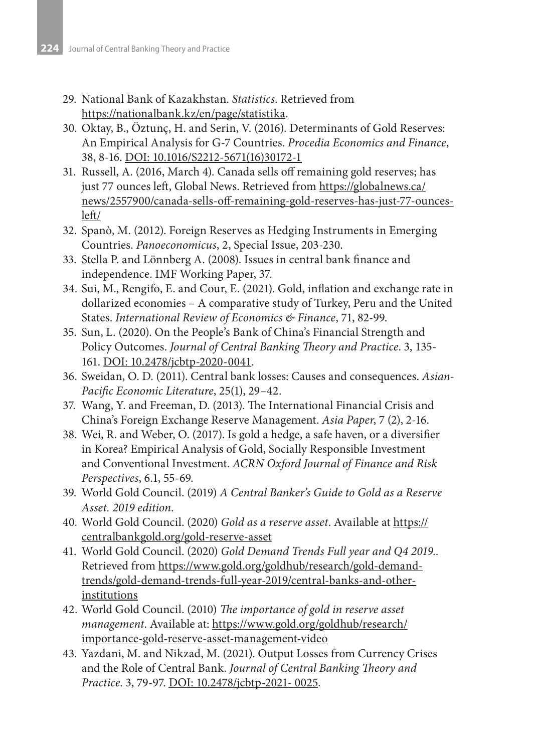29. National Bank of Kazakhstan. *Statistics*. Retrieved from https://nationalbank.kz/en/page/statistika.
30. Oktay, B., Öztunç, H. and Serin, V. (2016). Determinants of Gold Reserves: An Empirical Analysis for G-7 Countries. *Procedia Economics and Finance*, 38, 8-16. DOI: 10.1016/S2212-5671(16)30172-1
31. Russell, A. (2016, March 4). Canada sells off remaining gold reserves; has just 77 ounces left, Global News. Retrieved from https://globalnews.ca/news/2557900/canada-sells-off-remaining-gold-reserves-has-just-77-ounces-left/
32. Spanò, M. (2012). Foreign Reserves as Hedging Instruments in Emerging Countries. *Panoeconomicus*, 2, Special Issue, 203-230.
33. Stella P. and Lönnberg A. (2008). Issues in central bank finance and independence. IMF Working Paper, 37.
34. Sui, M., Rengifo, E. and Cour, E. (2021). Gold, inflation and exchange rate in dollarized economies – A comparative study of Turkey, Peru and the United States. *International Review of Economics & Finance*, 71, 82-99.
35. Sun, L. (2020). On the People's Bank of China's Financial Strength and Policy Outcomes. *Journal of Central Banking Theory and Practice*. 3, 135-161. DOI: 10.2478/jcbtp-2020-0041.
36. Sweidan, O. D. (2011). Central bank losses: Causes and consequences. *Asian-Pacific Economic Literature*, 25(1), 29–42.
37. Wang, Y. and Freeman, D. (2013). The International Financial Crisis and China's Foreign Exchange Reserve Management. *Asia Paper*, 7 (2), 2-16.
38. Wei, R. and Weber, O. (2017). Is gold a hedge, a safe haven, or a diversifier in Korea? Empirical Analysis of Gold, Socially Responsible Investment and Conventional Investment. *ACRN Oxford Journal of Finance and Risk Perspectives*, 6.1, 55-69.
39. World Gold Council. (2019) *A Central Banker's Guide to Gold as a Reserve Asset. 2019 edition*.
40. World Gold Council. (2020) *Gold as a reserve asset*. Available at https://centralbankgold.org/gold-reserve-asset
41. World Gold Council. (2020) *Gold Demand Trends Full year and Q4 2019.*. Retrieved from https://www.gold.org/goldhub/research/gold-demand-trends/gold-demand-trends-full-year-2019/central-banks-and-other-institutions
42. World Gold Council. (2010) *The importance of gold in reserve asset management*. Available at: https://www.gold.org/goldhub/research/importance-gold-reserve-asset-management-video
43. Yazdani, M. and Nikzad, M. (2021). Output Losses from Currency Crises and the Role of Central Bank. *Journal of Central Banking Theory and Practice*. 3, 79-97. DOI: 10.2478/jcbtp-2021- 0025.